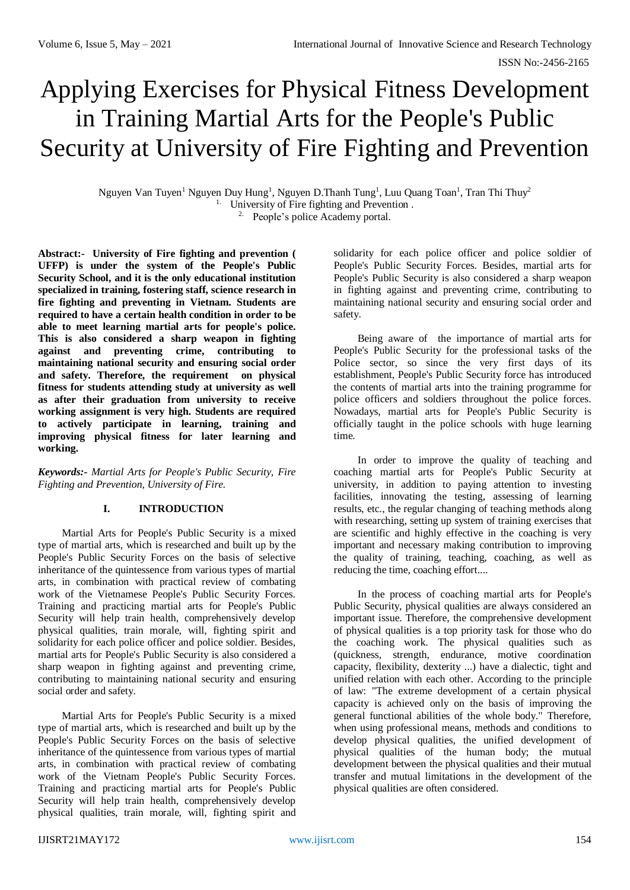# Applying Exercises for Physical Fitness Development in Training Martial Arts for the People's Public Security at University of Fire Fighting and Prevention

Nguyen Van Tuyen[1] Nguyen Duy Hung[1], Nguyen D.Thanh Tung[1], Luu Quang Toan[1], Tran Thi Thuy[2]

1. University of Fire fighting and Prevention .
2. People's police Academy portal.

**Abstract:- University of Fire fighting and prevention ( UFFP) is under the system of the People's Public Security School, and it is the only educational institution specialized in training, fostering staff, science research in fire fighting and preventing in Vietnam. Students are required to have a certain health condition in order to be able to meet learning martial arts for people's police. This is also considered a sharp weapon in fighting against and preventing crime, contributing to maintaining national security and ensuring social order and safety. Therefore, the requirement on physical fitness for students attending study at university as well as after their graduation from university to receive working assignment is very high. Students are required to actively participate in learning, training and improving physical fitness for later learning and working.**

***Keywords:-** Martial Arts for People's Public Security, Fire Fighting and Prevention, University of Fire.*

## I. INTRODUCTION

Martial Arts for People's Public Security is a mixed type of martial arts, which is researched and built up by the People's Public Security Forces on the basis of selective inheritance of the quintessence from various types of martial arts, in combination with practical review of combating work of the Vietnamese People's Public Security Forces. Training and practicing martial arts for People's Public Security will help train health, comprehensively develop physical qualities, train morale, will, fighting spirit and solidarity for each police officer and police soldier. Besides, martial arts for People's Public Security is also considered a sharp weapon in fighting against and preventing crime, contributing to maintaining national security and ensuring social order and safety.

Martial Arts for People's Public Security is a mixed type of martial arts, which is researched and built up by the People's Public Security Forces on the basis of selective inheritance of the quintessence from various types of martial arts, in combination with practical review of combating work of the Vietnam People's Public Security Forces. Training and practicing martial arts for People's Public Security will help train health, comprehensively develop physical qualities, train morale, will, fighting spirit and solidarity for each police officer and police soldier of People's Public Security Forces. Besides, martial arts for People's Public Security is also considered a sharp weapon in fighting against and preventing crime, contributing to maintaining national security and ensuring social order and safety.

Being aware of the importance of martial arts for People's Public Security for the professional tasks of the Police sector, so since the very first days of its establishment, People's Public Security force has introduced the contents of martial arts into the training programme for police officers and soldiers throughout the police forces. Nowadays, martial arts for People's Public Security is officially taught in the police schools with huge learning time.

In order to improve the quality of teaching and coaching martial arts for People's Public Security at university, in addition to paying attention to investing facilities, innovating the testing, assessing of learning results, etc., the regular changing of teaching methods along with researching, setting up system of training exercises that are scientific and highly effective in the coaching is very important and necessary making contribution to improving the quality of training, teaching, coaching, as well as reducing the time, coaching effort....

In the process of coaching martial arts for People's Public Security, physical qualities are always considered an important issue. Therefore, the comprehensive development of physical qualities is a top priority task for those who do the coaching work. The physical qualities such as (quickness, strength, endurance, motive coordination capacity, flexibility, dexterity ...) have a dialectic, tight and unified relation with each other. According to the principle of law: "The extreme development of a certain physical capacity is achieved only on the basis of improving the general functional abilities of the whole body." Therefore, when using professional means, methods and conditions to develop physical qualities, the unified development of physical qualities of the human body; the mutual development between the physical qualities and their mutual transfer and mutual limitations in the development of the physical qualities are often considered.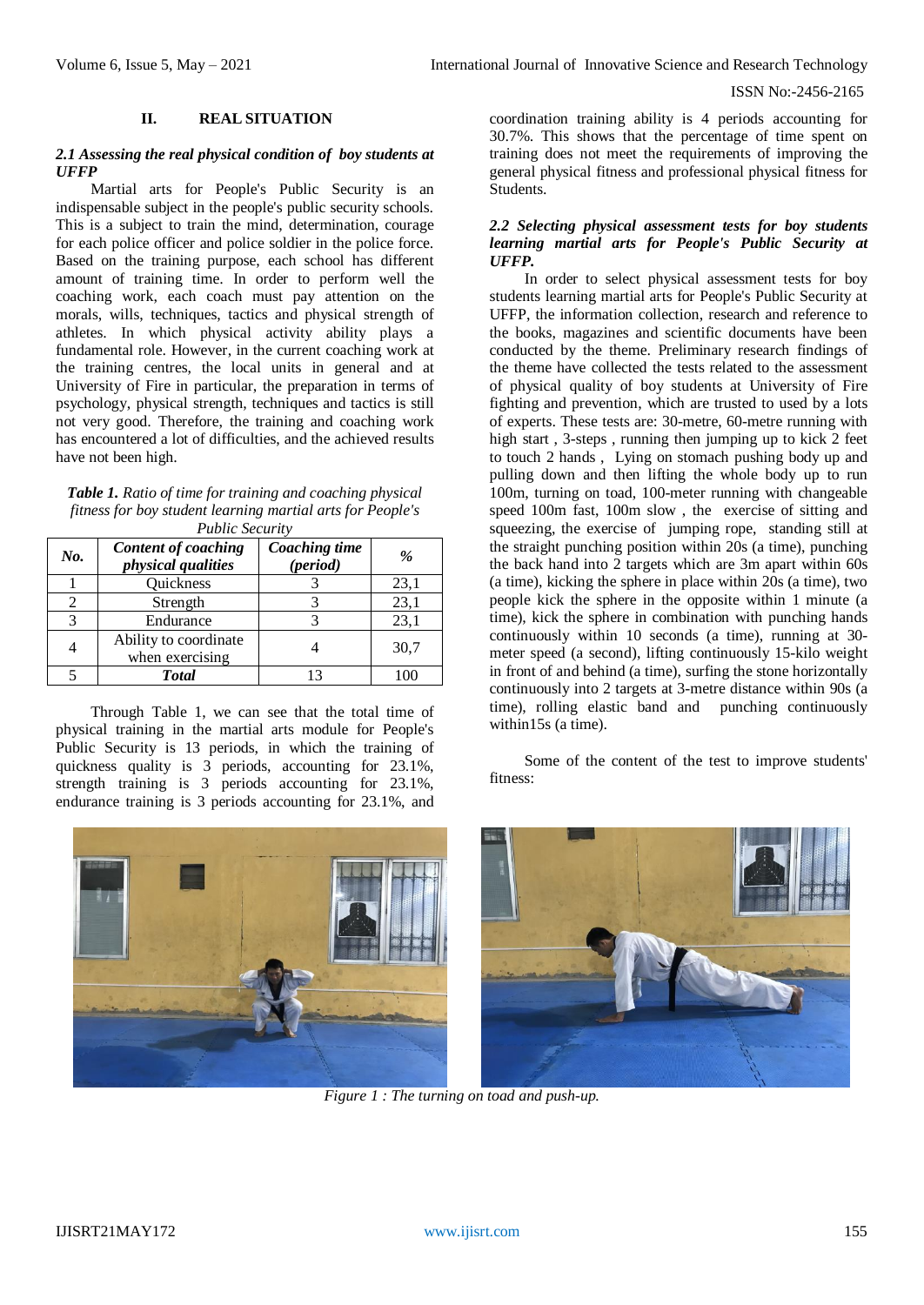## II. REAL SITUATION

### *2.1 Assessing the real physical condition of boy students at UFFP*

Martial arts for People's Public Security is an indispensable subject in the people's public security schools. This is a subject to train the mind, determination, courage for each police officer and police soldier in the police force. Based on the training purpose, each school has different amount of training time. In order to perform well the coaching work, each coach must pay attention on the morals, wills, techniques, tactics and physical strength of athletes. In which physical activity ability plays a fundamental role. However, in the current coaching work at the training centres, the local units in general and at University of Fire in particular, the preparation in terms of psychology, physical strength, techniques and tactics is still not very good. Therefore, the training and coaching work has encountered a lot of difficulties, and the achieved results have not been high.

***Table 1.*** *Ratio of time for training and coaching physical fitness for boy student learning martial arts for People's Public Security*

| *No.* | *Content of coaching physical qualities* | *Coaching time (period)* | *%* |
|---|---|---|---|
| 1 | Quickness | 3 | 23,1 |
| 2 | Strength | 3 | 23,1 |
| 3 | Endurance | 3 | 23,1 |
| 4 | Ability to coordinate when exercising | 4 | 30,7 |
| 5 | ***Total*** | 13 | 100 |

Through Table 1, we can see that the total time of physical training in the martial arts module for People's Public Security is 13 periods, in which the training of quickness quality is 3 periods, accounting for 23.1%, strength training is 3 periods accounting for 23.1%, endurance training is 3 periods accounting for 23.1%, and coordination training ability is 4 periods accounting for 30.7%. This shows that the percentage of time spent on training does not meet the requirements of improving the general physical fitness and professional physical fitness for Students.

### *2.2 Selecting physical assessment tests for boy students learning martial arts for People's Public Security at UFFP.*

In order to select physical assessment tests for boy students learning martial arts for People's Public Security at UFFP, the information collection, research and reference to the books, magazines and scientific documents have been conducted by the theme. Preliminary research findings of the theme have collected the tests related to the assessment of physical quality of boy students at University of Fire fighting and prevention, which are trusted to used by a lots of experts. These tests are: 30-metre, 60-metre running with high start , 3-steps , running then jumping up to kick 2 feet to touch 2 hands , Lying on stomach pushing body up and pulling down and then lifting the whole body up to run 100m, turning on toad, 100-meter running with changeable speed 100m fast, 100m slow , the exercise of sitting and squeezing, the exercise of jumping rope, standing still at the straight punching position within 20s (a time), punching the back hand into 2 targets which are 3m apart within 60s (a time), kicking the sphere in place within 20s (a time), two people kick the sphere in the opposite within 1 minute (a time), kick the sphere in combination with punching hands continuously within 10 seconds (a time), running at 30-meter speed (a second), lifting continuously 15-kilo weight in front of and behind (a time), surfing the stone horizontally continuously into 2 targets at 3-metre distance within 90s (a time), rolling elastic band and punching continuously within15s (a time).

Some of the content of the test to improve students' fitness:

*Figure 1 : The turning on toad and push-up.*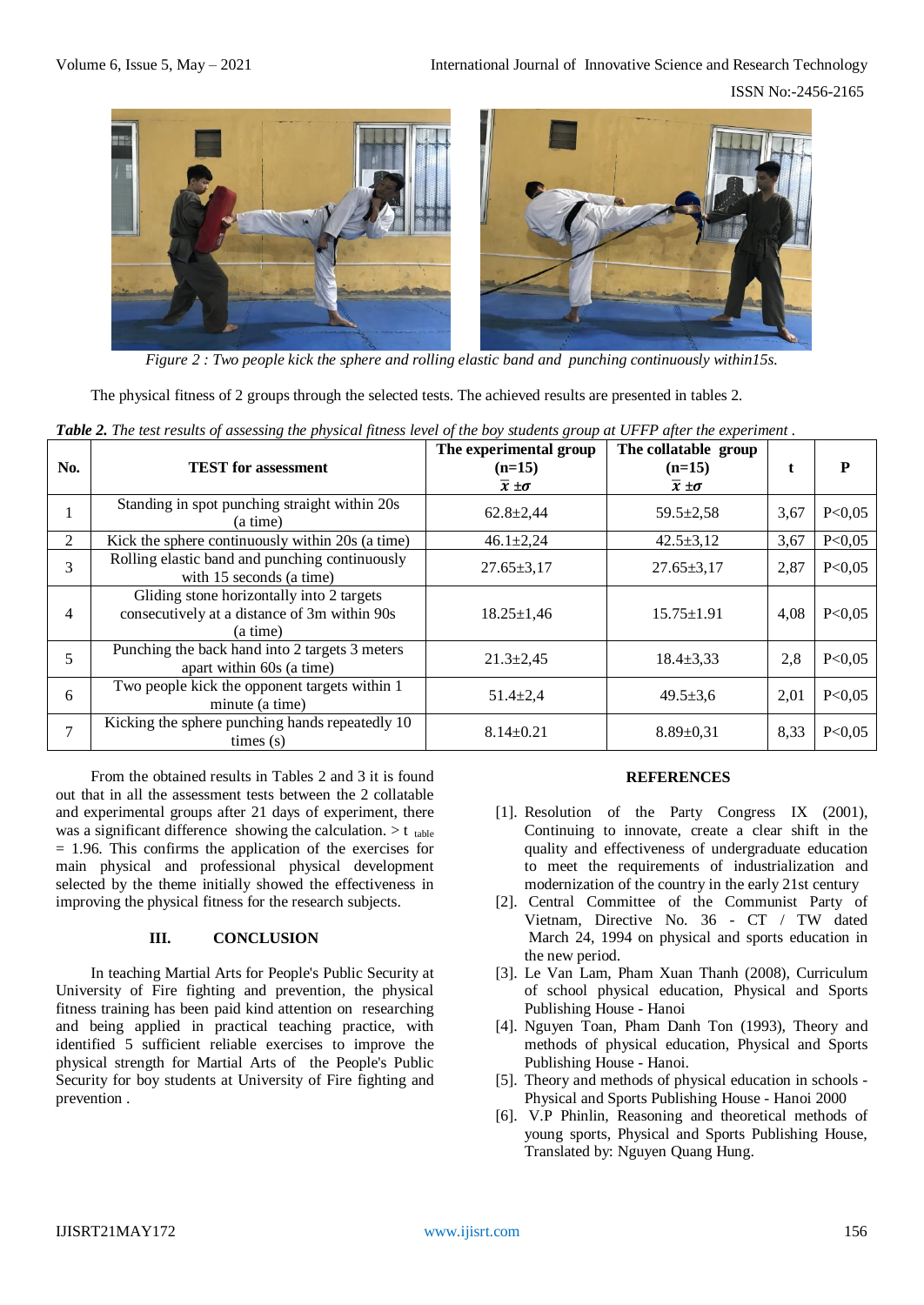*Figure 2 : Two people kick the sphere and rolling elastic band and punching continuously within15s.*

The physical fitness of 2 groups through the selected tests. The achieved results are presented in tables 2.

***Table 2.*** *The test results of assessing the physical fitness level of the boy students group at UFFP after the experiment .*

| No. | TEST for assessment | The experimental group (n=15) $\bar{x} \pm \sigma$ | The collatable group (n=15) $\bar{x} \pm \sigma$ | t | P |
|---|---|---|---|---|---|
| 1 | Standing in spot punching straight within 20s (a time) | 62.8±2,44 | 59.5±2,58 | 3,67 | P<0,05 |
| 2 | Kick the sphere continuously within 20s (a time) | 46.1±2,24 | 42.5±3,12 | 3,67 | P<0,05 |
| 3 | Rolling elastic band and punching continuously with 15 seconds (a time) | 27.65±3,17 | 27.65±3,17 | 2,87 | P<0,05 |
| 4 | Gliding stone horizontally into 2 targets consecutively at a distance of 3m within 90s (a time) | 18.25±1,46 | 15.75±1.91 | 4,08 | P<0,05 |
| 5 | Punching the back hand into 2 targets 3 meters apart within 60s (a time) | 21.3±2,45 | 18.4±3,33 | 2,8 | P<0,05 |
| 6 | Two people kick the opponent targets within 1 minute (a time) | 51.4±2,4 | 49.5±3,6 | 2,01 | P<0,05 |
| 7 | Kicking the sphere punching hands repeatedly 10 times (s) | 8.14±0.21 | 8.89±0,31 | 8,33 | P<0,05 |

From the obtained results in Tables 2 and 3 it is found out that in all the assessment tests between the 2 collatable and experimental groups after 21 days of experiment, there was a significant difference showing the calculation. > $t_{table}$ = 1.96. This confirms the application of the exercises for main physical and professional physical development selected by the theme initially showed the effectiveness in improving the physical fitness for the research subjects.

## III. CONCLUSION

In teaching Martial Arts for People's Public Security at University of Fire fighting and prevention, the physical fitness training has been paid kind attention on researching and being applied in practical teaching practice, with identified 5 sufficient reliable exercises to improve the physical strength for Martial Arts of the People's Public Security for boy students at University of Fire fighting and prevention .

## REFERENCES

[1]. Resolution of the Party Congress IX (2001), Continuing to innovate, create a clear shift in the quality and effectiveness of undergraduate education to meet the requirements of industrialization and modernization of the country in the early 21st century

[2]. Central Committee of the Communist Party of Vietnam, Directive No. 36 - CT / TW dated March 24, 1994 on physical and sports education in the new period.

[3]. Le Van Lam, Pham Xuan Thanh (2008), Curriculum of school physical education, Physical and Sports Publishing House - Hanoi

[4]. Nguyen Toan, Pham Danh Ton (1993), Theory and methods of physical education, Physical and Sports Publishing House - Hanoi.

[5]. Theory and methods of physical education in schools - Physical and Sports Publishing House - Hanoi 2000

[6]. V.P Phinlin, Reasoning and theoretical methods of young sports, Physical and Sports Publishing House, Translated by: Nguyen Quang Hung.